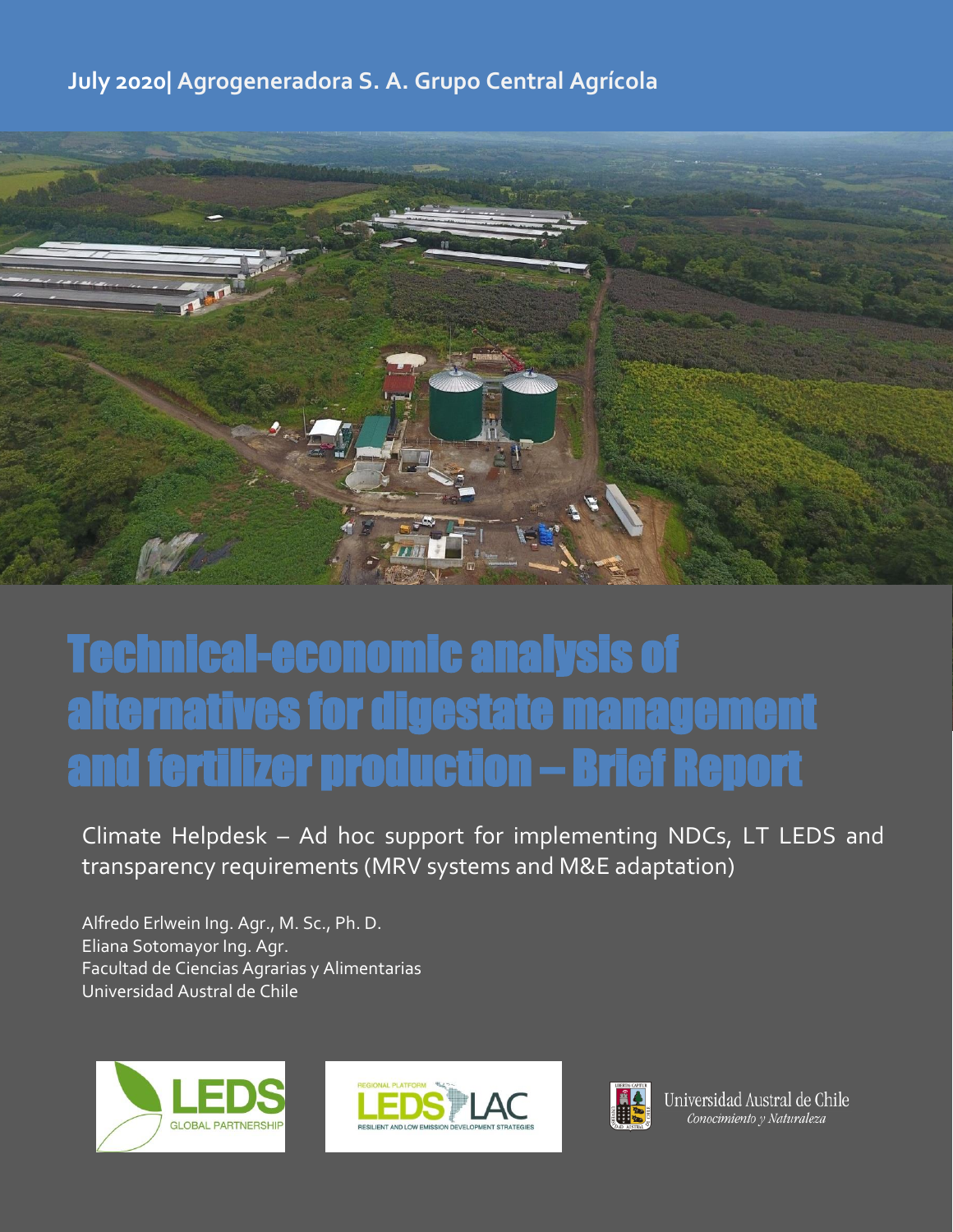**July 2020| Agrogeneradora S. A. Grupo Central Agrícola**

# Technical-economic analysis of alternatives for digestate management and fertilizer production – Brief Report

Climate Helpdesk – Ad hoc support for implementing NDCs, LT LEDS and transparency requirements (MRV systems and M&E adaptation)

Alfredo Erlwein Ing. Agr., M. Sc., Ph. D.
Eliana Sotomayor Ing. Agr.
Facultad de Ciencias Agrarias y Alimentarias
Universidad Austral de Chile

LEDS GLOBAL PARTNERSHIP

REGIONAL PLATFORM LEDS LAC — RESILIENT AND LOW EMISSION DEVELOPMENT STRATEGIES

Universidad Austral de Chile
*Conocimiento y Naturaleza*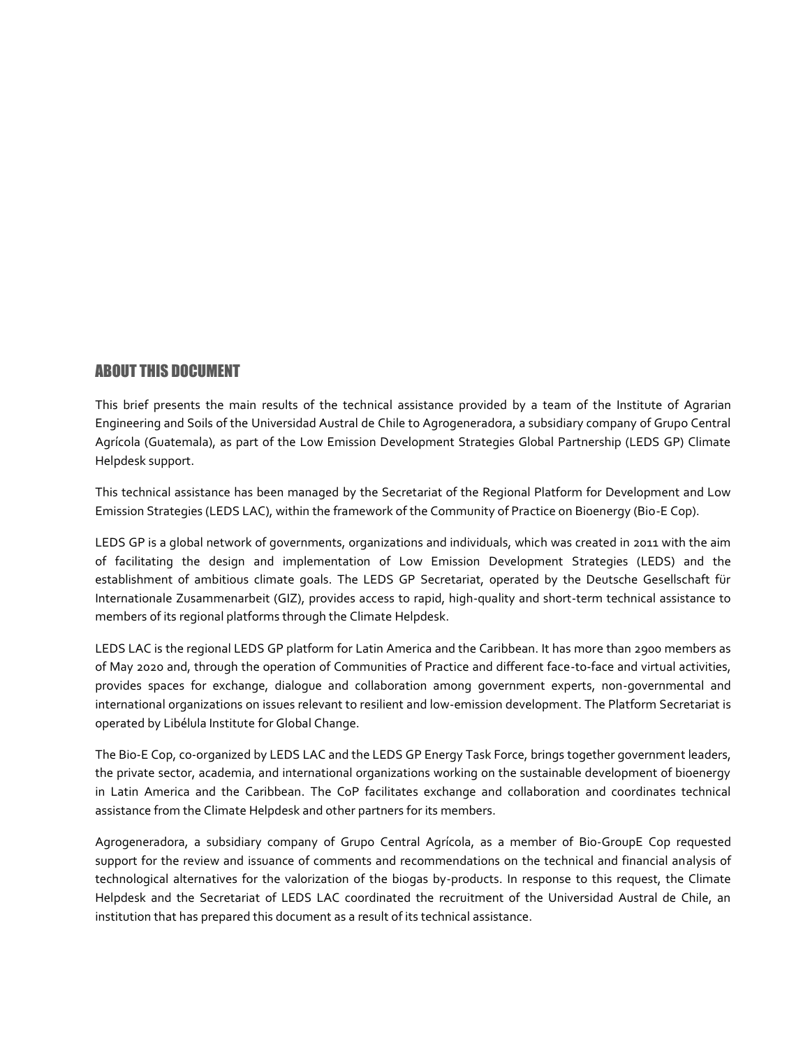## ABOUT THIS DOCUMENT

This brief presents the main results of the technical assistance provided by a team of the Institute of Agrarian Engineering and Soils of the Universidad Austral de Chile to Agrogeneradora, a subsidiary company of Grupo Central Agrícola (Guatemala), as part of the Low Emission Development Strategies Global Partnership (LEDS GP) Climate Helpdesk support.

This technical assistance has been managed by the Secretariat of the Regional Platform for Development and Low Emission Strategies (LEDS LAC), within the framework of the Community of Practice on Bioenergy (Bio-E Cop).

LEDS GP is a global network of governments, organizations and individuals, which was created in 2011 with the aim of facilitating the design and implementation of Low Emission Development Strategies (LEDS) and the establishment of ambitious climate goals. The LEDS GP Secretariat, operated by the Deutsche Gesellschaft für Internationale Zusammenarbeit (GIZ), provides access to rapid, high-quality and short-term technical assistance to members of its regional platforms through the Climate Helpdesk.

LEDS LAC is the regional LEDS GP platform for Latin America and the Caribbean. It has more than 2900 members as of May 2020 and, through the operation of Communities of Practice and different face-to-face and virtual activities, provides spaces for exchange, dialogue and collaboration among government experts, non-governmental and international organizations on issues relevant to resilient and low-emission development. The Platform Secretariat is operated by Libélula Institute for Global Change.

The Bio-E Cop, co-organized by LEDS LAC and the LEDS GP Energy Task Force, brings together government leaders, the private sector, academia, and international organizations working on the sustainable development of bioenergy in Latin America and the Caribbean. The CoP facilitates exchange and collaboration and coordinates technical assistance from the Climate Helpdesk and other partners for its members.

Agrogeneradora, a subsidiary company of Grupo Central Agrícola, as a member of Bio-GroupE Cop requested support for the review and issuance of comments and recommendations on the technical and financial analysis of technological alternatives for the valorization of the biogas by-products. In response to this request, the Climate Helpdesk and the Secretariat of LEDS LAC coordinated the recruitment of the Universidad Austral de Chile, an institution that has prepared this document as a result of its technical assistance.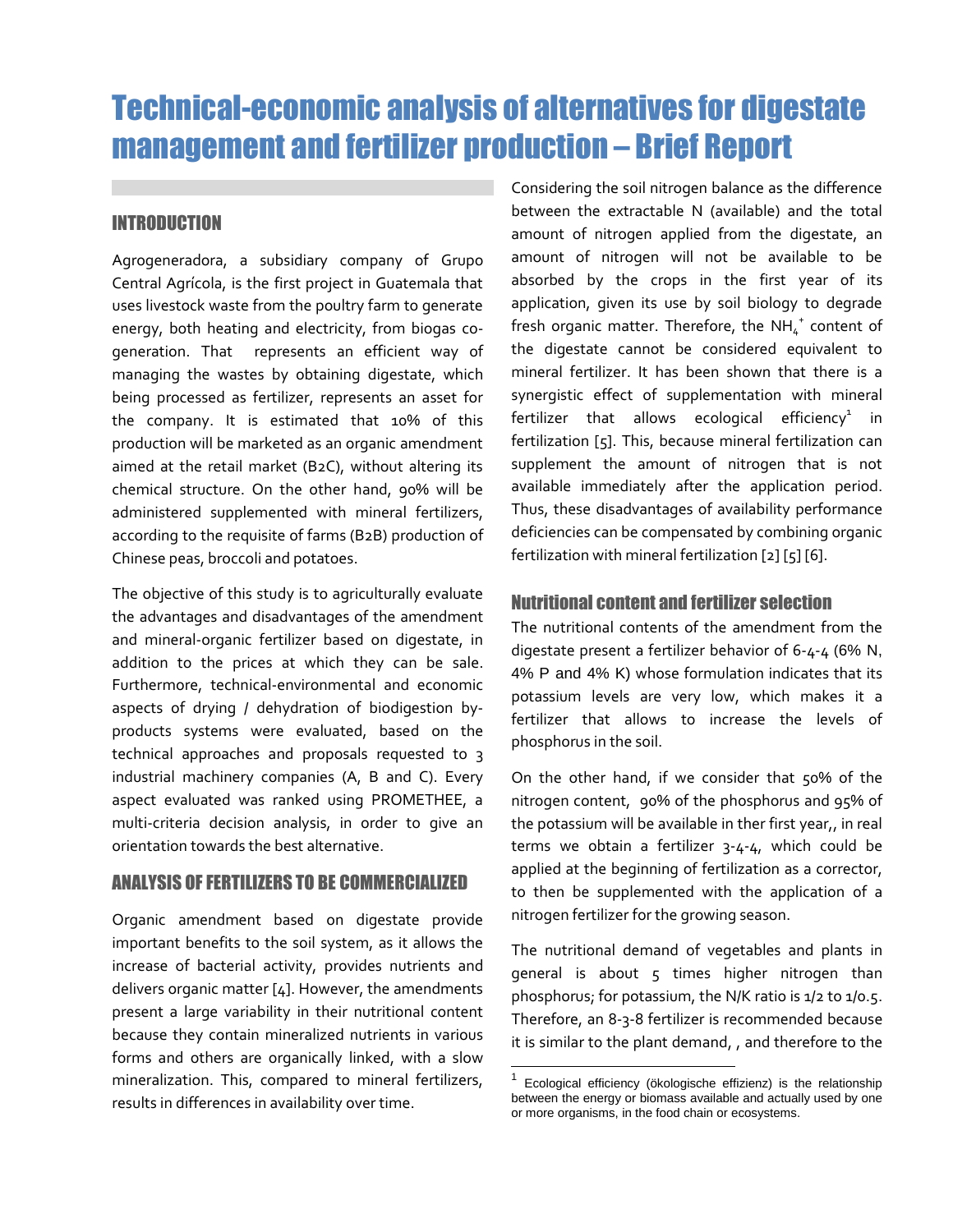# Technical-economic analysis of alternatives for digestate management and fertilizer production – Brief Report

## INTRODUCTION

Agrogeneradora, a subsidiary company of Grupo Central Agrícola, is the first project in Guatemala that uses livestock waste from the poultry farm to generate energy, both heating and electricity, from biogas co-generation. That represents an efficient way of managing the wastes by obtaining digestate, which being processed as fertilizer, represents an asset for the company. It is estimated that 10% of this production will be marketed as an organic amendment aimed at the retail market (B2C), without altering its chemical structure. On the other hand, 90% will be administered supplemented with mineral fertilizers, according to the requisite of farms (B2B) production of Chinese peas, broccoli and potatoes.

The objective of this study is to agriculturally evaluate the advantages and disadvantages of the amendment and mineral-organic fertilizer based on digestate, in addition to the prices at which they can be sale. Furthermore, technical-environmental and economic aspects of drying / dehydration of biodigestion by-products systems were evaluated, based on the technical approaches and proposals requested to 3 industrial machinery companies (A, B and C). Every aspect evaluated was ranked using PROMETHEE, a multi-criteria decision analysis, in order to give an orientation towards the best alternative.

## ANALYSIS OF FERTILIZERS TO BE COMMERCIALIZED

Organic amendment based on digestate provide important benefits to the soil system, as it allows the increase of bacterial activity, provides nutrients and delivers organic matter [4]. However, the amendments present a large variability in their nutritional content because they contain mineralized nutrients in various forms and others are organically linked, with a slow mineralization. This, compared to mineral fertilizers, results in differences in availability over time.

Considering the soil nitrogen balance as the difference between the extractable N (available) and the total amount of nitrogen applied from the digestate, an amount of nitrogen will not be available to be absorbed by the crops in the first year of its application, given its use by soil biology to degrade fresh organic matter. Therefore, the $NH_4^+$ content of the digestate cannot be considered equivalent to mineral fertilizer. It has been shown that there is a synergistic effect of supplementation with mineral fertilizer that allows ecological efficiency[1] in fertilization [5]. This, because mineral fertilization can supplement the amount of nitrogen that is not available immediately after the application period. Thus, these disadvantages of availability performance deficiencies can be compensated by combining organic fertilization with mineral fertilization [2] [5] [6].

### Nutritional content and fertilizer selection

The nutritional contents of the amendment from the digestate present a fertilizer behavior of 6-4-4 (6% N, 4% P and 4% K) whose formulation indicates that its potassium levels are very low, which makes it a fertilizer that allows to increase the levels of phosphorus in the soil.

On the other hand, if we consider that 50% of the nitrogen content, 90% of the phosphorus and 95% of the potassium will be available in ther first year,, in real terms we obtain a fertilizer 3-4-4, which could be applied at the beginning of fertilization as a corrector, to then be supplemented with the application of a nitrogen fertilizer for the growing season.

The nutritional demand of vegetables and plants in general is about 5 times higher nitrogen than phosphorus; for potassium, the N/K ratio is 1/2 to 1/0.5. Therefore, an 8-3-8 fertilizer is recommended because it is similar to the plant demand, , and therefore to the

[1] Ecological efficiency (ökologische effizienz) is the relationship between the energy or biomass available and actually used by one or more organisms, in the food chain or ecosystems.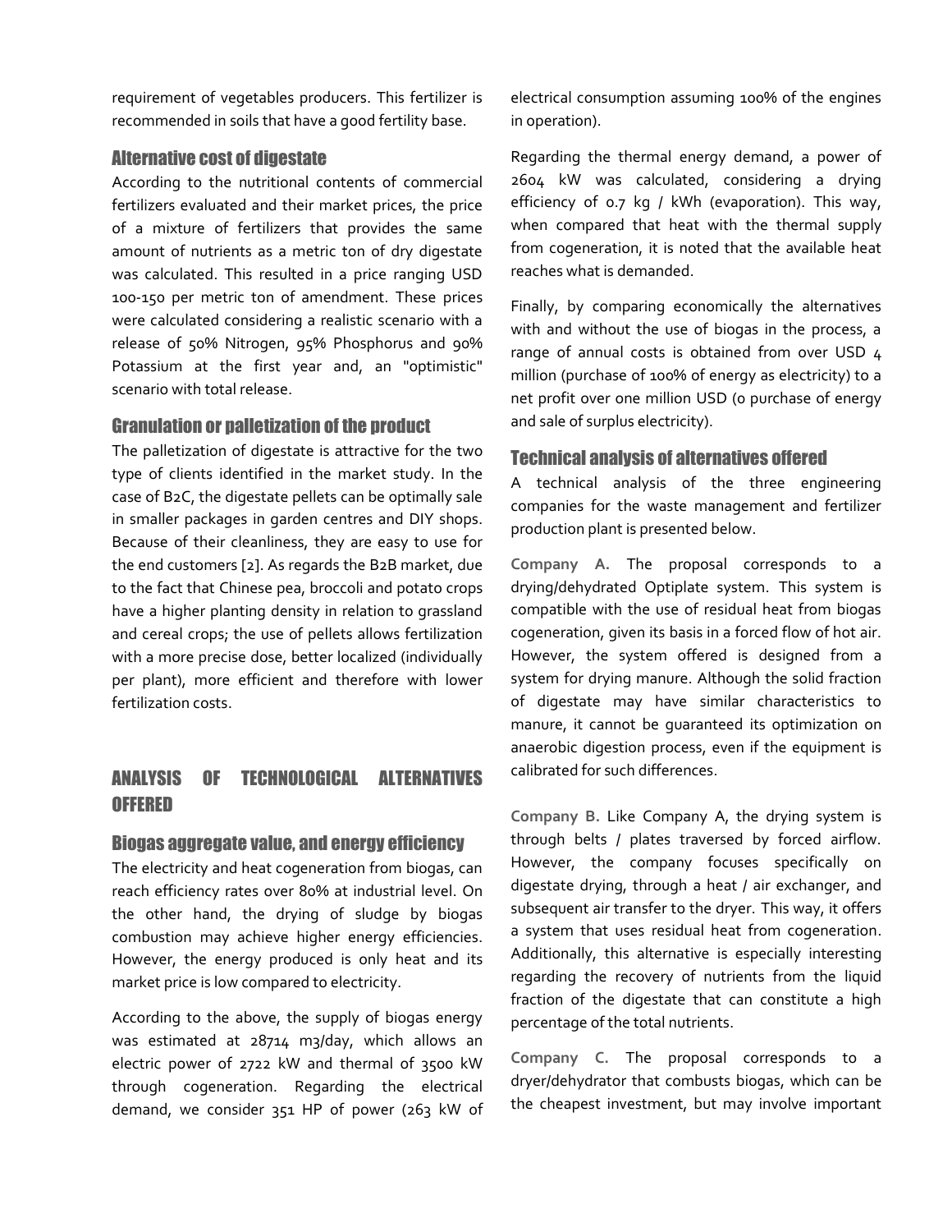requirement of vegetables producers. This fertilizer is recommended in soils that have a good fertility base.

### Alternative cost of digestate

According to the nutritional contents of commercial fertilizers evaluated and their market prices, the price of a mixture of fertilizers that provides the same amount of nutrients as a metric ton of dry digestate was calculated. This resulted in a price ranging USD 100-150 per metric ton of amendment. These prices were calculated considering a realistic scenario with a release of 50% Nitrogen, 95% Phosphorus and 90% Potassium at the first year and, an "optimistic" scenario with total release.

### Granulation or palletization of the product

The palletization of digestate is attractive for the two type of clients identified in the market study. In the case of B2C, the digestate pellets can be optimally sale in smaller packages in garden centres and DIY shops. Because of their cleanliness, they are easy to use for the end customers [2]. As regards the B2B market, due to the fact that Chinese pea, broccoli and potato crops have a higher planting density in relation to grassland and cereal crops; the use of pellets allows fertilization with a more precise dose, better localized (individually per plant), more efficient and therefore with lower fertilization costs.

## ANALYSIS OF TECHNOLOGICAL ALTERNATIVES OFFERED

### Biogas aggregate value, and energy efficiency

The electricity and heat cogeneration from biogas, can reach efficiency rates over 80% at industrial level. On the other hand, the drying of sludge by biogas combustion may achieve higher energy efficiencies. However, the energy produced is only heat and its market price is low compared to electricity.

According to the above, the supply of biogas energy was estimated at 28714 m3/day, which allows an electric power of 2722 kW and thermal of 3500 kW through cogeneration. Regarding the electrical demand, we consider 351 HP of power (263 kW of electrical consumption assuming 100% of the engines in operation).

Regarding the thermal energy demand, a power of 2604 kW was calculated, considering a drying efficiency of 0.7 kg / kWh (evaporation). This way, when compared that heat with the thermal supply from cogeneration, it is noted that the available heat reaches what is demanded.

Finally, by comparing economically the alternatives with and without the use of biogas in the process, a range of annual costs is obtained from over USD 4 million (purchase of 100% of energy as electricity) to a net profit over one million USD (0 purchase of energy and sale of surplus electricity).

### Technical analysis of alternatives offered

A technical analysis of the three engineering companies for the waste management and fertilizer production plant is presented below.

**Company A.** The proposal corresponds to a drying/dehydrated Optiplate system. This system is compatible with the use of residual heat from biogas cogeneration, given its basis in a forced flow of hot air. However, the system offered is designed from a system for drying manure. Although the solid fraction of digestate may have similar characteristics to manure, it cannot be guaranteed its optimization on anaerobic digestion process, even if the equipment is calibrated for such differences.

**Company B.** Like Company A, the drying system is through belts / plates traversed by forced airflow. However, the company focuses specifically on digestate drying, through a heat / air exchanger, and subsequent air transfer to the dryer. This way, it offers a system that uses residual heat from cogeneration. Additionally, this alternative is especially interesting regarding the recovery of nutrients from the liquid fraction of the digestate that can constitute a high percentage of the total nutrients.

**Company C.** The proposal corresponds to a dryer/dehydrator that combusts biogas, which can be the cheapest investment, but may involve important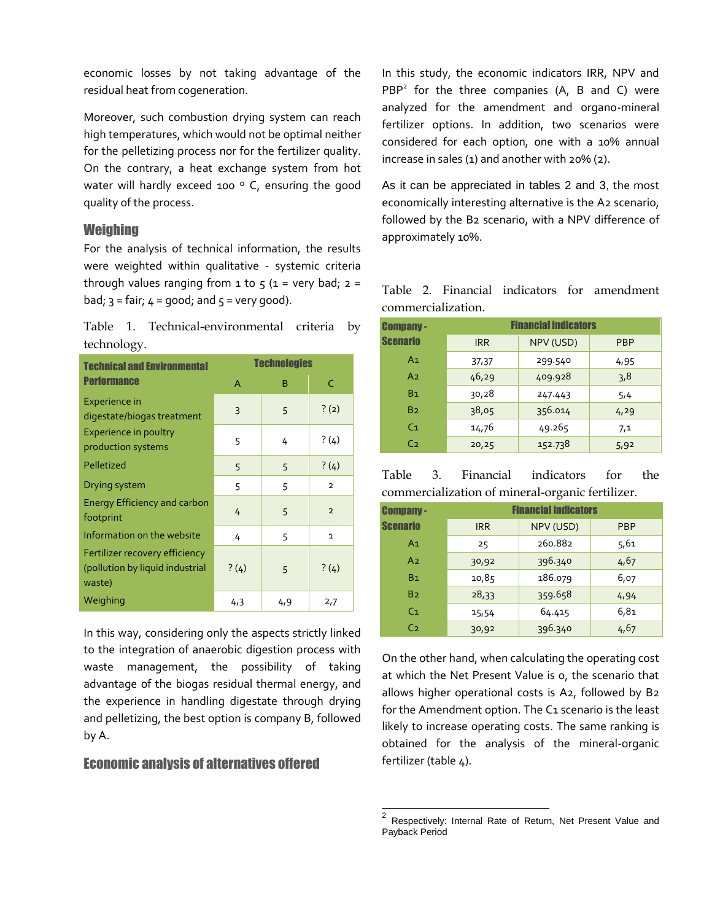economic losses by not taking advantage of the residual heat from cogeneration.

Moreover, such combustion drying system can reach high temperatures, which would not be optimal neither for the pelletizing process nor for the fertilizer quality. On the contrary, a heat exchange system from hot water will hardly exceed 100 º C, ensuring the good quality of the process.

## Weighing

For the analysis of technical information, the results were weighted within qualitative - systemic criteria through values ranging from 1 to 5 (1 = very bad; 2 = bad; 3 = fair; 4 = good; and 5 = very good).

Table 1. Technical-environmental criteria by technology.

| Technical and Environmental Performance | Technologies | | |
|---|---|---|---|
| | A | B | C |
| Experience in digestate/biogas treatment | 3 | 5 | ? (2) |
| Experience in poultry production systems | 5 | 4 | ? (4) |
| Pelletized | 5 | 5 | ? (4) |
| Drying system | 5 | 5 | 2 |
| Energy Efficiency and carbon footprint | 4 | 5 | 2 |
| Information on the website | 4 | 5 | 1 |
| Fertilizer recovery efficiency (pollution by liquid industrial waste) | ? (4) | 5 | ? (4) |
| Weighing | 4,3 | 4,9 | 2,7 |

In this way, considering only the aspects strictly linked to the integration of anaerobic digestion process with waste management, the possibility of taking advantage of the biogas residual thermal energy, and the experience in handling digestate through drying and pelletizing, the best option is company B, followed by A.

## Economic analysis of alternatives offered

In this study, the economic indicators IRR, NPV and PBP[2] for the three companies (A, B and C) were analyzed for the amendment and organo-mineral fertilizer options. In addition, two scenarios were considered for each option, one with a 10% annual increase in sales (1) and another with 20% (2).

As it can be appreciated in tables 2 and 3, the most economically interesting alternative is the A2 scenario, followed by the B2 scenario, with a NPV difference of approximately 10%.

Table 2. Financial indicators for amendment commercialization.

| Company - Scenario | Financial indicators | | |
|---|---|---|---|
| | IRR | NPV (USD) | PBP |
| A1 | 37,37 | 299.540 | 4,95 |
| A2 | 46,29 | 409.928 | 3,8 |
| B1 | 30,28 | 247.443 | 5,4 |
| B2 | 38,05 | 356.014 | 4,29 |
| C1 | 14,76 | 49.265 | 7,1 |
| C2 | 20,25 | 152.738 | 5,92 |

Table 3. Financial indicators for the commercialization of mineral-organic fertilizer.

| Company - Scenario | Financial indicators | | |
|---|---|---|---|
| | IRR | NPV (USD) | PBP |
| A1 | 25 | 260.882 | 5,61 |
| A2 | 30,92 | 396.340 | 4,67 |
| B1 | 10,85 | 186.079 | 6,07 |
| B2 | 28,33 | 359.658 | 4,94 |
| C1 | 15,54 | 64.415 | 6,81 |
| C2 | 30,92 | 396.340 | 4,67 |

On the other hand, when calculating the operating cost at which the Net Present Value is 0, the scenario that allows higher operational costs is A2, followed by B2 for the Amendment option. The C1 scenario is the least likely to increase operating costs. The same ranking is obtained for the analysis of the mineral-organic fertilizer (table 4).

---

[2] Respectively: Internal Rate of Return, Net Present Value and Payback Period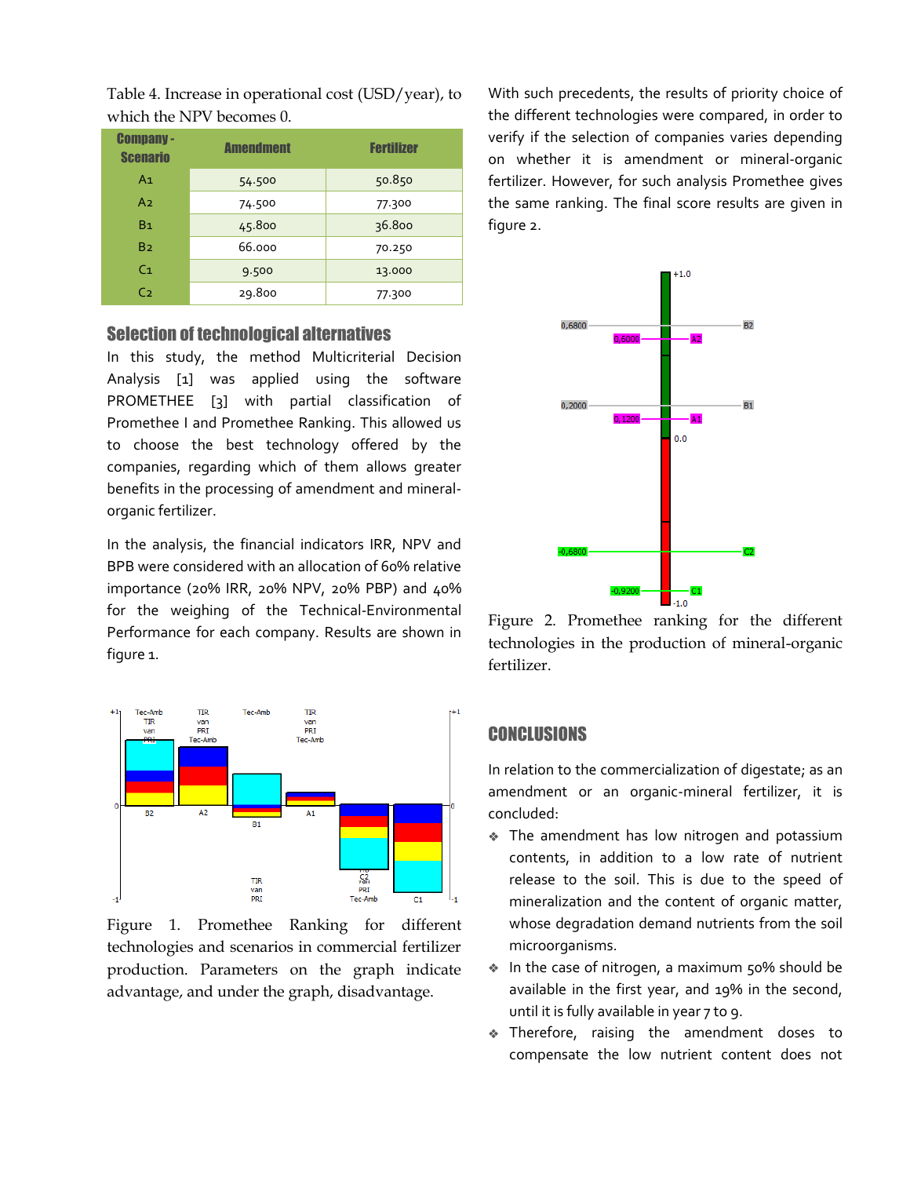Table 4. Increase in operational cost (USD/year), to which the NPV becomes 0.

| Company - Scenario | Amendment | Fertilizer |
|---|---|---|
| A1 | 54.500 | 50.850 |
| A2 | 74.500 | 77.300 |
| B1 | 45.800 | 36.800 |
| B2 | 66.000 | 70.250 |
| C1 | 9.500 | 13.000 |
| C2 | 29.800 | 77.300 |

## Selection of technological alternatives

In this study, the method Multicriterial Decision Analysis [1] was applied using the software PROMETHEE [3] with partial classification of Promethee I and Promethee Ranking. This allowed us to choose the best technology offered by the companies, regarding which of them allows greater benefits in the processing of amendment and mineral-organic fertilizer.

In the analysis, the financial indicators IRR, NPV and BPB were considered with an allocation of 60% relative importance (20% IRR, 20% NPV, 20% PBP) and 40% for the weighing of the Technical-Environmental Performance for each company. Results are shown in figure 1.

Figure 1. Promethee Ranking for different technologies and scenarios in commercial fertilizer production. Parameters on the graph indicate advantage, and under the graph, disadvantage.

With such precedents, the results of priority choice of the different technologies were compared, in order to verify if the selection of companies varies depending on whether it is amendment or mineral-organic fertilizer. However, for such analysis Promethee gives the same ranking. The final score results are given in figure 2.

Figure 2. Promethee ranking for the different technologies in the production of mineral-organic fertilizer.

## CONCLUSIONS

In relation to the commercialization of digestate; as an amendment or an organic-mineral fertilizer, it is concluded:

- The amendment has low nitrogen and potassium contents, in addition to a low rate of nutrient release to the soil. This is due to the speed of mineralization and the content of organic matter, whose degradation demand nutrients from the soil microorganisms.
- In the case of nitrogen, a maximum 50% should be available in the first year, and 19% in the second, until it is fully available in year 7 to 9.
- Therefore, raising the amendment doses to compensate the low nutrient content does not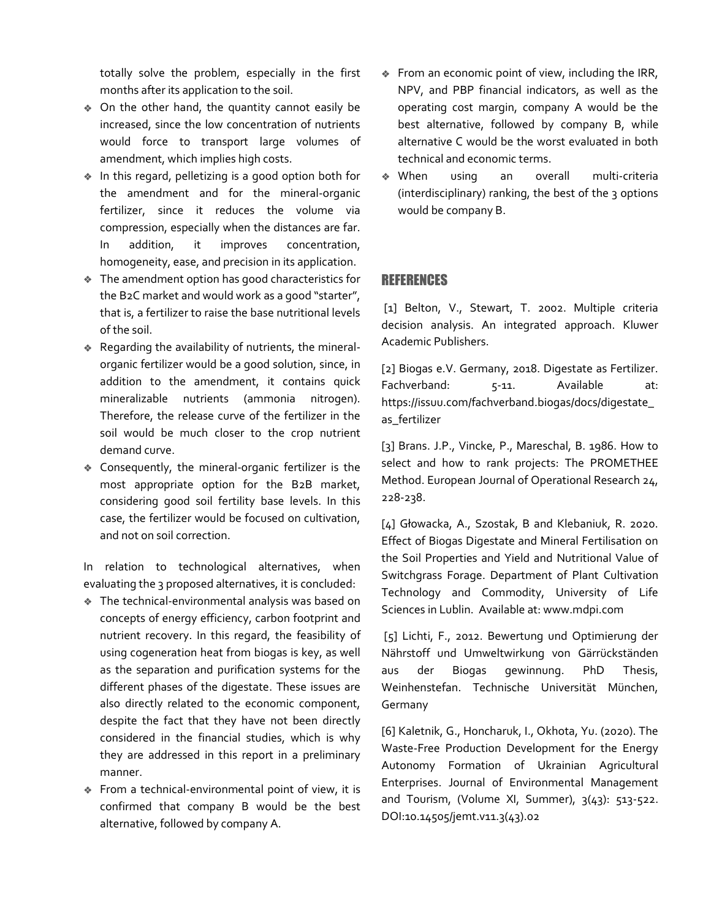totally solve the problem, especially in the first months after its application to the soil.

- On the other hand, the quantity cannot easily be increased, since the low concentration of nutrients would force to transport large volumes of amendment, which implies high costs.
- In this regard, pelletizing is a good option both for the amendment and for the mineral-organic fertilizer, since it reduces the volume via compression, especially when the distances are far. In addition, it improves concentration, homogeneity, ease, and precision in its application.
- The amendment option has good characteristics for the B2C market and would work as a good "starter", that is, a fertilizer to raise the base nutritional levels of the soil.
- Regarding the availability of nutrients, the mineral-organic fertilizer would be a good solution, since, in addition to the amendment, it contains quick mineralizable nutrients (ammonia nitrogen). Therefore, the release curve of the fertilizer in the soil would be much closer to the crop nutrient demand curve.
- Consequently, the mineral-organic fertilizer is the most appropriate option for the B2B market, considering good soil fertility base levels. In this case, the fertilizer would be focused on cultivation, and not on soil correction.

In relation to technological alternatives, when evaluating the 3 proposed alternatives, it is concluded:

- The technical-environmental analysis was based on concepts of energy efficiency, carbon footprint and nutrient recovery. In this regard, the feasibility of using cogeneration heat from biogas is key, as well as the separation and purification systems for the different phases of the digestate. These issues are also directly related to the economic component, despite the fact that they have not been directly considered in the financial studies, which is why they are addressed in this report in a preliminary manner.
- From a technical-environmental point of view, it is confirmed that company B would be the best alternative, followed by company A.
- From an economic point of view, including the IRR, NPV, and PBP financial indicators, as well as the operating cost margin, company A would be the best alternative, followed by company B, while alternative C would be the worst evaluated in both technical and economic terms.
- When using an overall multi-criteria (interdisciplinary) ranking, the best of the 3 options would be company B.

## REFERENCES

[1] Belton, V., Stewart, T. 2002. Multiple criteria decision analysis. An integrated approach. Kluwer Academic Publishers.

[2] Biogas e.V. Germany, 2018. Digestate as Fertilizer. Fachverband: 5-11. Available at: https://issuu.com/fachverband.biogas/docs/digestate_as_fertilizer

[3] Brans. J.P., Vincke, P., Mareschal, B. 1986. How to select and how to rank projects: The PROMETHEE Method. European Journal of Operational Research 24, 228-238.

[4] Głowacka, A., Szostak, B and Klebaniuk, R. 2020. Effect of Biogas Digestate and Mineral Fertilisation on the Soil Properties and Yield and Nutritional Value of Switchgrass Forage. Department of Plant Cultivation Technology and Commodity, University of Life Sciences in Lublin. Available at: www.mdpi.com

[5] Lichti, F., 2012. Bewertung und Optimierung der Nährstoff und Umweltwirkung von Gärrückständen aus der Biogas gewinnung. PhD Thesis, Weinhenstefan. Technische Universität München, Germany

[6] Kaletnik, G., Honcharuk, I., Okhota, Yu. (2020). The Waste-Free Production Development for the Energy Autonomy Formation of Ukrainian Agricultural Enterprises. Journal of Environmental Management and Tourism, (Volume XI, Summer), 3(43): 513-522. DOI:10.14505/jemt.v11.3(43).02